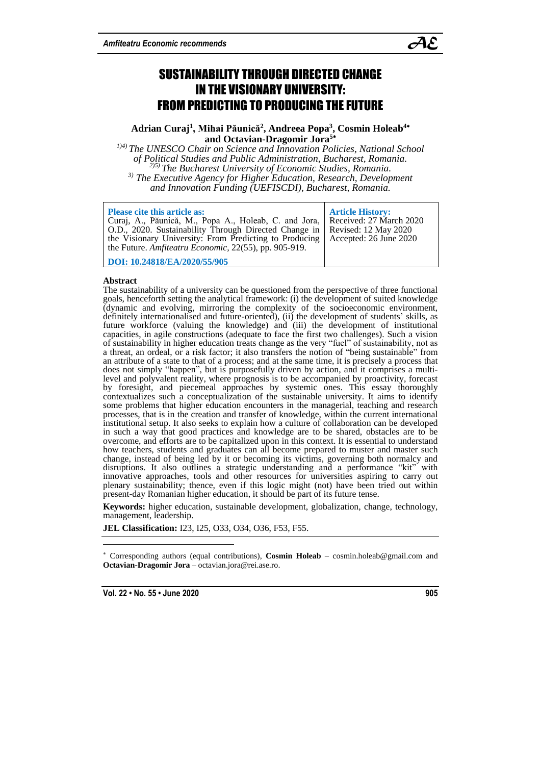# SUSTAINABILITY THROUGH DIRECTED CHANGE IN THE VISIONARY UNIVERSITY: FROM PREDICTING TO PRODUCING THE FUTURE

**Adrian Curaj[1], Mihai Păunică[2], Andreea Popa[3], Cosmin Holeab[4*] and Octavian-Dragomir Jora[5*]**

*[1)4)] The UNESCO Chair on Science and Innovation Policies, National School of Political Studies and Public Administration, Bucharest, Romania.*
*[2)5)] The Bucharest University of Economic Studies, Romania.*
*[3)] The Executive Agency for Higher Education, Research, Development and Innovation Funding (UEFISCDI), Bucharest, Romania.*

| **Please cite this article as:** | **Article History:** |
|---|---|
| Curaj, A., Păunică, M., Popa A., Holeab, C. and Jora, O.D., 2020. Sustainability Through Directed Change in the Visionary University: From Predicting to Producing the Future. *Amfiteatru Economic*, 22(55), pp. 905-919. | Received: 27 March 2020<br>Revised: 12 May 2020<br>Accepted: 26 June 2020 |
| **DOI: 10.24818/EA/2020/55/905** | |

**Abstract**

The sustainability of a university can be questioned from the perspective of three functional goals, henceforth setting the analytical framework: (i) the development of suited knowledge (dynamic and evolving, mirroring the complexity of the socioeconomic environment, definitely internationalised and future-oriented), (ii) the development of students' skills, as future workforce (valuing the knowledge) and (iii) the development of institutional capacities, in agile constructions (adequate to face the first two challenges). Such a vision of sustainability in higher education treats change as the very "fuel" of sustainability, not as a threat, an ordeal, or a risk factor; it also transfers the notion of "being sustainable" from an attribute of a state to that of a process; and at the same time, it is precisely a process that does not simply "happen", but is purposefully driven by action, and it comprises a multi-level and polyvalent reality, where prognosis is to be accompanied by proactivity, forecast by foresight, and piecemeal approaches by systemic ones. This essay thoroughly contextualizes such a conceptualization of the sustainable university. It aims to identify some problems that higher education encounters in the managerial, teaching and research processes, that is in the creation and transfer of knowledge, within the current international institutional setup. It also seeks to explain how a culture of collaboration can be developed in such a way that good practices and knowledge are to be shared, obstacles are to be overcome, and efforts are to be capitalized upon in this context. It is essential to understand how teachers, students and graduates can all become prepared to muster and master such change, instead of being led by it or becoming its victims, governing both normalcy and disruptions. It also outlines a strategic understanding and a performance "kit" with innovative approaches, tools and other resources for universities aspiring to carry out plenary sustainability; thence, even if this logic might (not) have been tried out within present-day Romanian higher education, it should be part of its future tense.

**Keywords:** higher education, sustainable development, globalization, change, technology, management, leadership.

**JEL Classification:** I23, I25, O33, O34, O36, F53, F55.

---

[*] Corresponding authors (equal contributions), **Cosmin Holeab** – cosmin.holeab@gmail.com and **Octavian-Dragomir Jora** – octavian.jora@rei.ase.ro.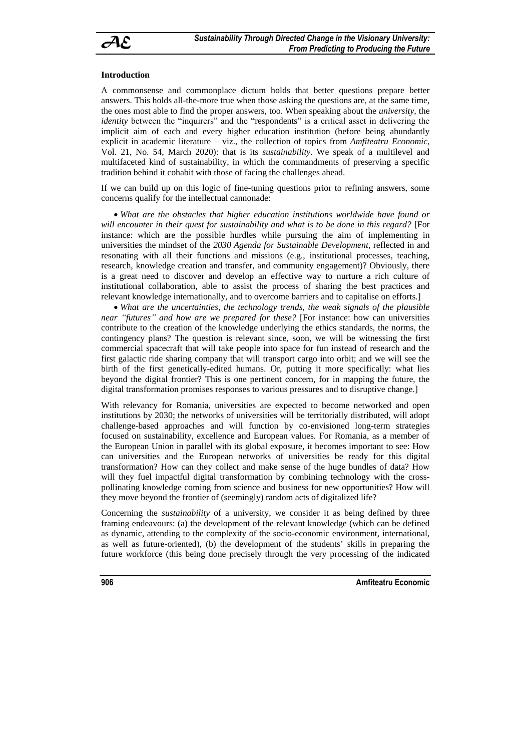**Introduction**

A commonsense and commonplace dictum holds that better questions prepare better answers. This holds all-the-more true when those asking the questions are, at the same time, the ones most able to find the proper answers, too. When speaking about the *university*, the *identity* between the "inquirers" and the "respondents" is a critical asset in delivering the implicit aim of each and every higher education institution (before being abundantly explicit in academic literature – viz., the collection of topics from *Amfiteatru Economic*, Vol. 21, No. 54, March 2020): that is its *sustainability*. We speak of a multilevel and multifaceted kind of sustainability, in which the commandments of preserving a specific tradition behind it cohabit with those of facing the challenges ahead.

If we can build up on this logic of fine-tuning questions prior to refining answers, some concerns qualify for the intellectual cannonade:

- *What are the obstacles that higher education institutions worldwide have found or will encounter in their quest for sustainability and what is to be done in this regard?* [For instance: which are the possible hurdles while pursuing the aim of implementing in universities the mindset of the *2030 Agenda for Sustainable Development*, reflected in and resonating with all their functions and missions (e.g., institutional processes, teaching, research, knowledge creation and transfer, and community engagement)? Obviously, there is a great need to discover and develop an effective way to nurture a rich culture of institutional collaboration, able to assist the process of sharing the best practices and relevant knowledge internationally, and to overcome barriers and to capitalise on efforts.]
- *What are the uncertainties, the technology trends, the weak signals of the plausible near "futures" and how are we prepared for these?* [For instance: how can universities contribute to the creation of the knowledge underlying the ethics standards, the norms, the contingency plans? The question is relevant since, soon, we will be witnessing the first commercial spacecraft that will take people into space for fun instead of research and the first galactic ride sharing company that will transport cargo into orbit; and we will see the birth of the first genetically-edited humans. Or, putting it more specifically: what lies beyond the digital frontier? This is one pertinent concern, for in mapping the future, the digital transformation promises responses to various pressures and to disruptive change.]

With relevancy for Romania, universities are expected to become networked and open institutions by 2030; the networks of universities will be territorially distributed, will adopt challenge-based approaches and will function by co-envisioned long-term strategies focused on sustainability, excellence and European values. For Romania, as a member of the European Union in parallel with its global exposure, it becomes important to see: How can universities and the European networks of universities be ready for this digital transformation? How can they collect and make sense of the huge bundles of data? How will they fuel impactful digital transformation by combining technology with the cross-pollinating knowledge coming from science and business for new opportunities? How will they move beyond the frontier of (seemingly) random acts of digitalized life?

Concerning the *sustainability* of a university, we consider it as being defined by three framing endeavours: (a) the development of the relevant knowledge (which can be defined as dynamic, attending to the complexity of the socio-economic environment, international, as well as future-oriented), (b) the development of the students' skills in preparing the future workforce (this being done precisely through the very processing of the indicated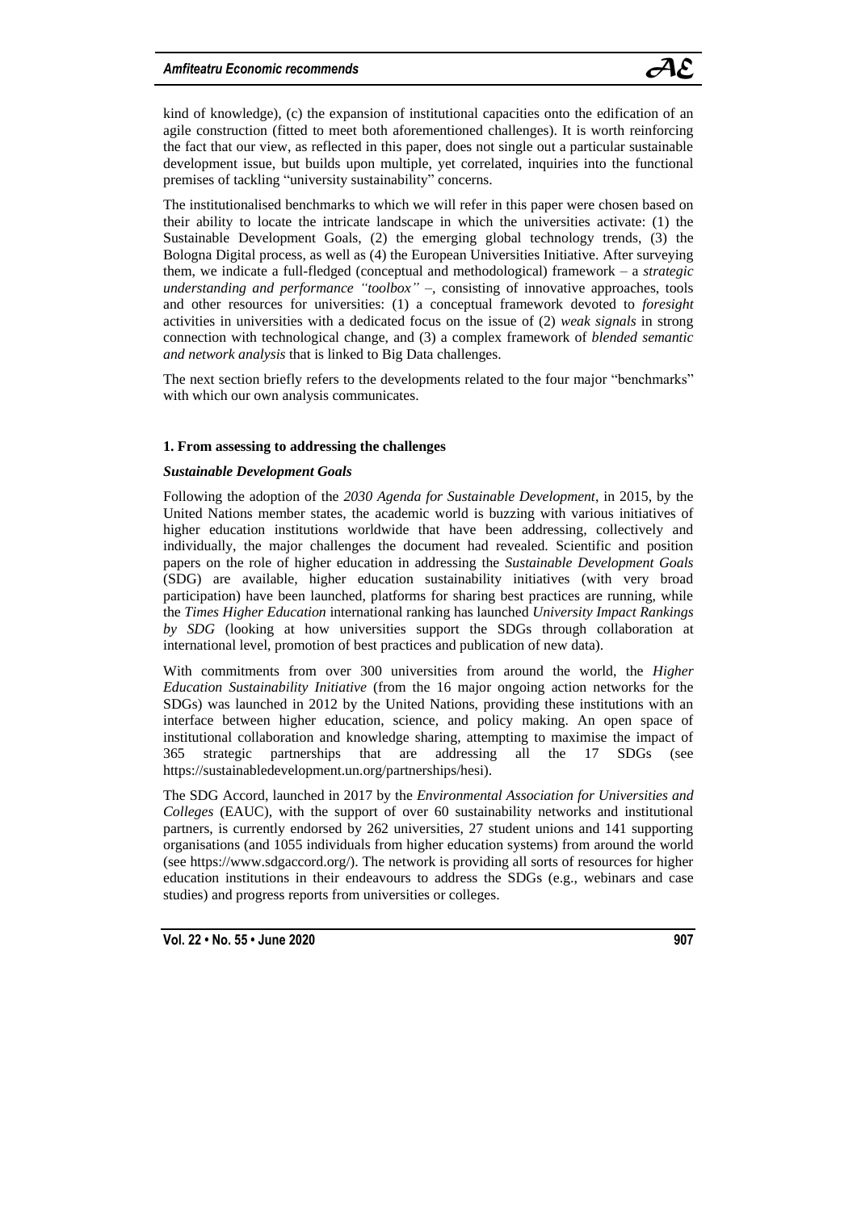kind of knowledge), (c) the expansion of institutional capacities onto the edification of an agile construction (fitted to meet both aforementioned challenges). It is worth reinforcing the fact that our view, as reflected in this paper, does not single out a particular sustainable development issue, but builds upon multiple, yet correlated, inquiries into the functional premises of tackling "university sustainability" concerns.

The institutionalised benchmarks to which we will refer in this paper were chosen based on their ability to locate the intricate landscape in which the universities activate: (1) the Sustainable Development Goals, (2) the emerging global technology trends, (3) the Bologna Digital process, as well as (4) the European Universities Initiative. After surveying them, we indicate a full-fledged (conceptual and methodological) framework – a *strategic understanding and performance "toolbox"* –, consisting of innovative approaches, tools and other resources for universities: (1) a conceptual framework devoted to *foresight* activities in universities with a dedicated focus on the issue of (2) *weak signals* in strong connection with technological change, and (3) a complex framework of *blended semantic and network analysis* that is linked to Big Data challenges.

The next section briefly refers to the developments related to the four major "benchmarks" with which our own analysis communicates.

## 1. From assessing to addressing the challenges

### *Sustainable Development Goals*

Following the adoption of the *2030 Agenda for Sustainable Development*, in 2015, by the United Nations member states, the academic world is buzzing with various initiatives of higher education institutions worldwide that have been addressing, collectively and individually, the major challenges the document had revealed. Scientific and position papers on the role of higher education in addressing the *Sustainable Development Goals* (SDG) are available, higher education sustainability initiatives (with very broad participation) have been launched, platforms for sharing best practices are running, while the *Times Higher Education* international ranking has launched *University Impact Rankings by SDG* (looking at how universities support the SDGs through collaboration at international level, promotion of best practices and publication of new data).

With commitments from over 300 universities from around the world, the *Higher Education Sustainability Initiative* (from the 16 major ongoing action networks for the SDGs) was launched in 2012 by the United Nations, providing these institutions with an interface between higher education, science, and policy making. An open space of institutional collaboration and knowledge sharing, attempting to maximise the impact of 365 strategic partnerships that are addressing all the 17 SDGs (see https://sustainabledevelopment.un.org/partnerships/hesi).

The SDG Accord, launched in 2017 by the *Environmental Association for Universities and Colleges* (EAUC), with the support of over 60 sustainability networks and institutional partners, is currently endorsed by 262 universities, 27 student unions and 141 supporting organisations (and 1055 individuals from higher education systems) from around the world (see https://www.sdgaccord.org/). The network is providing all sorts of resources for higher education institutions in their endeavours to address the SDGs (e.g., webinars and case studies) and progress reports from universities or colleges.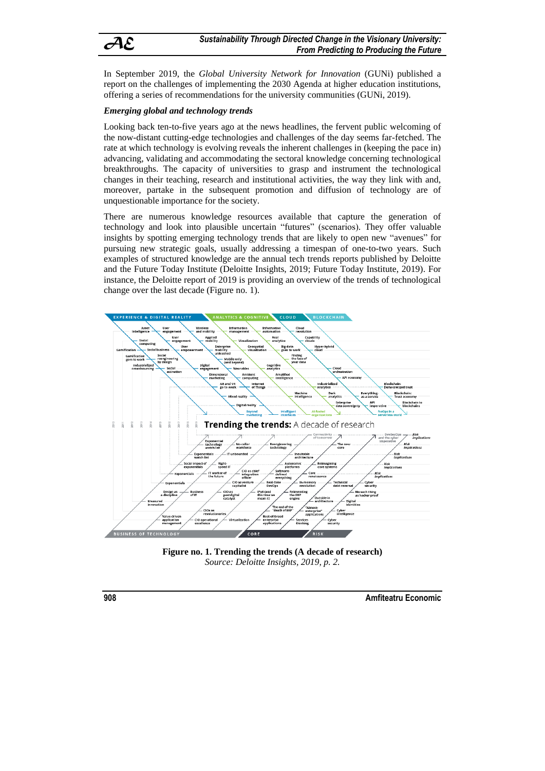In September 2019, the *Global University Network for Innovation* (GUNi) published a report on the challenges of implementing the 2030 Agenda at higher education institutions, offering a series of recommendations for the university communities (GUNi, 2019).

***Emerging global and technology trends***

Looking back ten-to-five years ago at the news headlines, the fervent public welcoming of the now-distant cutting-edge technologies and challenges of the day seems far-fetched. The rate at which technology is evolving reveals the inherent challenges in (keeping the pace in) advancing, validating and accommodating the sectoral knowledge concerning technological breakthroughs. The capacity of universities to grasp and instrument the technological changes in their teaching, research and institutional activities, the way they link with and, moreover, partake in the subsequent promotion and diffusion of technology are of unquestionable importance for the society.

There are numerous knowledge resources available that capture the generation of technology and look into plausible uncertain "futures" (scenarios). They offer valuable insights by spotting emerging technology trends that are likely to open new "avenues" for pursuing new strategic goals, usually addressing a timespan of one-to-two years. Such examples of structured knowledge are the annual tech trends reports published by Deloitte and the Future Today Institute (Deloitte Insights, 2019; Future Today Institute, 2019). For instance, the Deloitte report of 2019 is providing an overview of the trends of technological change over the last decade (Figure no. 1).

**Figure no. 1. Trending the trends (A decade of research)**

*Source: Deloitte Insights, 2019, p. 2.*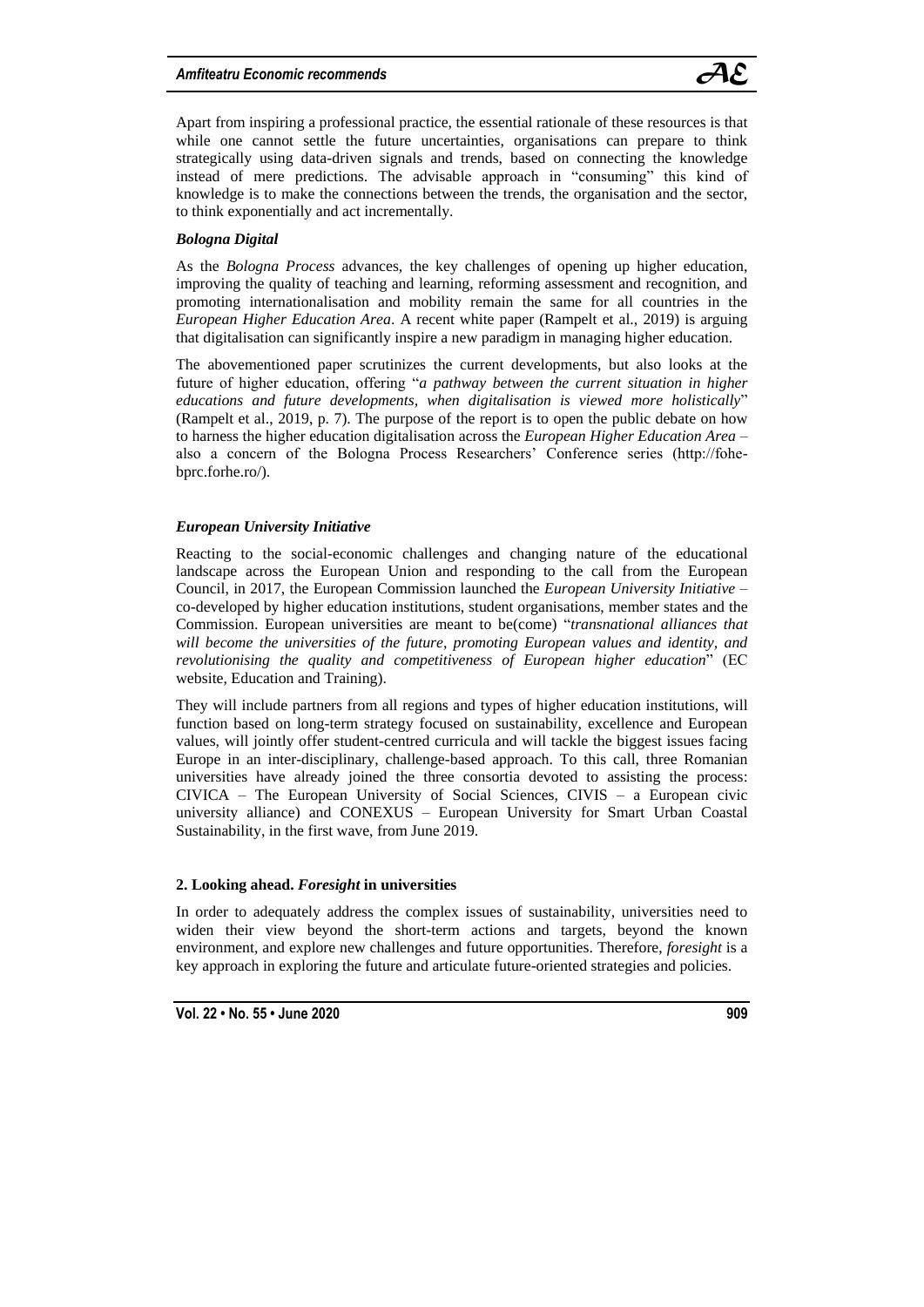Apart from inspiring a professional practice, the essential rationale of these resources is that while one cannot settle the future uncertainties, organisations can prepare to think strategically using data-driven signals and trends, based on connecting the knowledge instead of mere predictions. The advisable approach in "consuming" this kind of knowledge is to make the connections between the trends, the organisation and the sector, to think exponentially and act incrementally.

***Bologna Digital***

As the *Bologna Process* advances, the key challenges of opening up higher education, improving the quality of teaching and learning, reforming assessment and recognition, and promoting internationalisation and mobility remain the same for all countries in the *European Higher Education Area*. A recent white paper (Rampelt et al., 2019) is arguing that digitalisation can significantly inspire a new paradigm in managing higher education.

The abovementioned paper scrutinizes the current developments, but also looks at the future of higher education, offering "*a pathway between the current situation in higher educations and future developments, when digitalisation is viewed more holistically*" (Rampelt et al., 2019, p. 7). The purpose of the report is to open the public debate on how to harness the higher education digitalisation across the *European Higher Education Area* – also a concern of the Bologna Process Researchers' Conference series (http://fohe-bprc.forhe.ro/).

***European University Initiative***

Reacting to the social-economic challenges and changing nature of the educational landscape across the European Union and responding to the call from the European Council, in 2017, the European Commission launched the *European University Initiative* – co-developed by higher education institutions, student organisations, member states and the Commission. European universities are meant to be(come) "*transnational alliances that will become the universities of the future, promoting European values and identity, and revolutionising the quality and competitiveness of European higher education*" (EC website, Education and Training).

They will include partners from all regions and types of higher education institutions, will function based on long-term strategy focused on sustainability, excellence and European values, will jointly offer student-centred curricula and will tackle the biggest issues facing Europe in an inter-disciplinary, challenge-based approach. To this call, three Romanian universities have already joined the three consortia devoted to assisting the process: CIVICA – The European University of Social Sciences, CIVIS – a European civic university alliance) and CONEXUS – European University for Smart Urban Coastal Sustainability, in the first wave, from June 2019.

### 2. Looking ahead. *Foresight* in universities

In order to adequately address the complex issues of sustainability, universities need to widen their view beyond the short-term actions and targets, beyond the known environment, and explore new challenges and future opportunities. Therefore, *foresight* is a key approach in exploring the future and articulate future-oriented strategies and policies.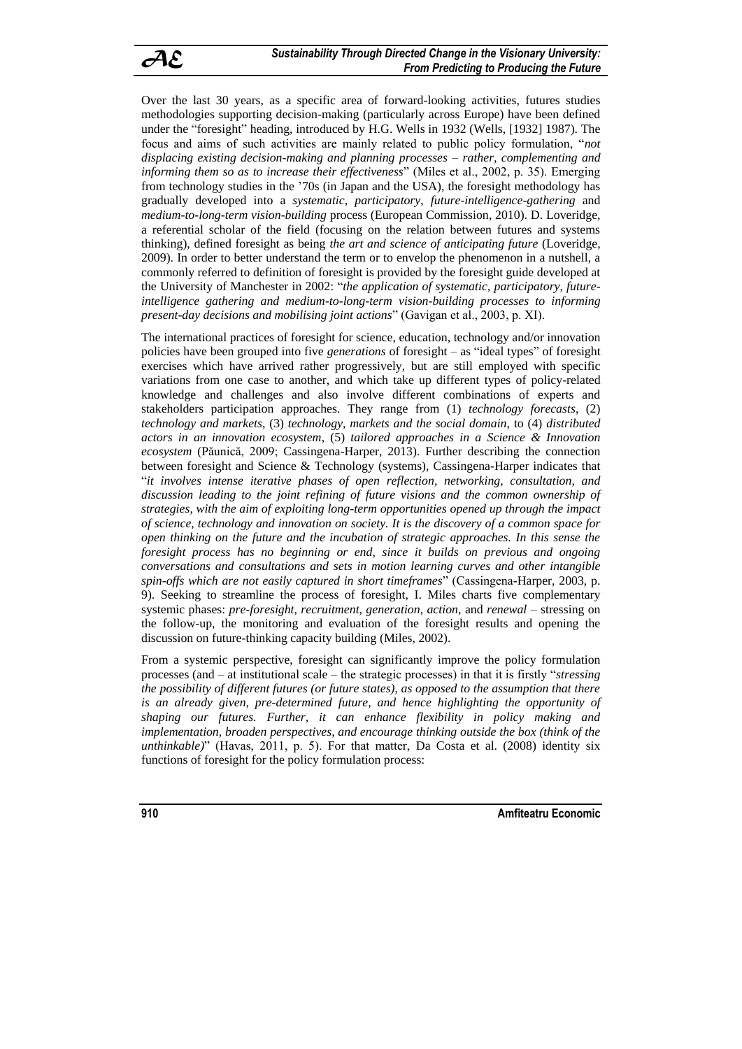Over the last 30 years, as a specific area of forward-looking activities, futures studies methodologies supporting decision-making (particularly across Europe) have been defined under the "foresight" heading, introduced by H.G. Wells in 1932 (Wells, [1932] 1987). The focus and aims of such activities are mainly related to public policy formulation, "*not displacing existing decision-making and planning processes – rather, complementing and informing them so as to increase their effectiveness*" (Miles et al., 2002, p. 35). Emerging from technology studies in the '70s (in Japan and the USA), the foresight methodology has gradually developed into a *systematic, participatory, future-intelligence-gathering* and *medium-to-long-term vision-building* process (European Commission, 2010). D. Loveridge, a referential scholar of the field (focusing on the relation between futures and systems thinking), defined foresight as being *the art and science of anticipating future* (Loveridge, 2009). In order to better understand the term or to envelop the phenomenon in a nutshell, a commonly referred to definition of foresight is provided by the foresight guide developed at the University of Manchester in 2002: "*the application of systematic, participatory, future-intelligence gathering and medium-to-long-term vision-building processes to informing present-day decisions and mobilising joint actions*" (Gavigan et al., 2003, p. XI).

The international practices of foresight for science, education, technology and/or innovation policies have been grouped into five *generations* of foresight – as "ideal types" of foresight exercises which have arrived rather progressively, but are still employed with specific variations from one case to another, and which take up different types of policy-related knowledge and challenges and also involve different combinations of experts and stakeholders participation approaches. They range from (1) *technology forecasts*, (2) *technology and markets*, (3) *technology, markets and the social domain*, to (4) *distributed actors in an innovation ecosystem*, (5) *tailored approaches in a Science & Innovation ecosystem* (Păunică, 2009; Cassingena-Harper, 2013). Further describing the connection between foresight and Science & Technology (systems), Cassingena-Harper indicates that "*it involves intense iterative phases of open reflection, networking, consultation, and discussion leading to the joint refining of future visions and the common ownership of strategies, with the aim of exploiting long-term opportunities opened up through the impact of science, technology and innovation on society. It is the discovery of a common space for open thinking on the future and the incubation of strategic approaches. In this sense the foresight process has no beginning or end, since it builds on previous and ongoing conversations and consultations and sets in motion learning curves and other intangible spin-offs which are not easily captured in short timeframes*" (Cassingena-Harper, 2003, p. 9). Seeking to streamline the process of foresight, I. Miles charts five complementary systemic phases: *pre-foresight, recruitment, generation, action*, and *renewal* – stressing on the follow-up, the monitoring and evaluation of the foresight results and opening the discussion on future-thinking capacity building (Miles, 2002).

From a systemic perspective, foresight can significantly improve the policy formulation processes (and – at institutional scale – the strategic processes) in that it is firstly "*stressing the possibility of different futures (or future states), as opposed to the assumption that there is an already given, pre-determined future, and hence highlighting the opportunity of shaping our futures. Further, it can enhance flexibility in policy making and implementation, broaden perspectives, and encourage thinking outside the box (think of the unthinkable)*" (Havas, 2011, p. 5). For that matter, Da Costa et al. (2008) identity six functions of foresight for the policy formulation process: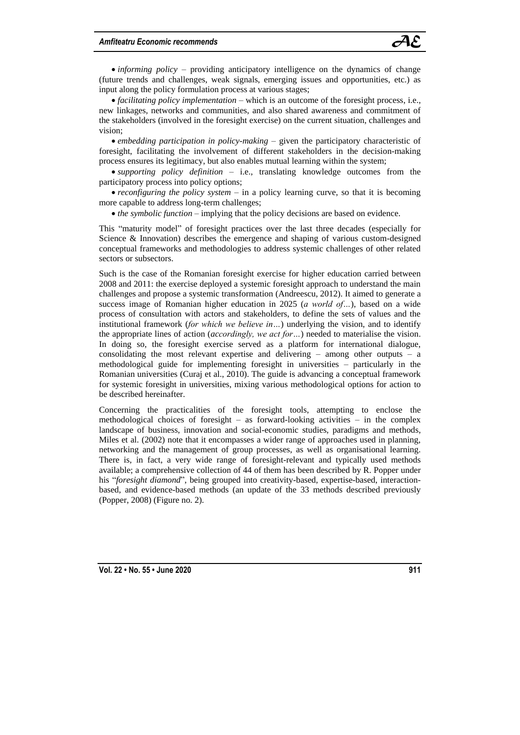- *informing policy* – providing anticipatory intelligence on the dynamics of change (future trends and challenges, weak signals, emerging issues and opportunities, etc.) as input along the policy formulation process at various stages;
- *facilitating policy implementation* – which is an outcome of the foresight process, i.e., new linkages, networks and communities, and also shared awareness and commitment of the stakeholders (involved in the foresight exercise) on the current situation, challenges and vision;
- *embedding participation in policy-making* – given the participatory characteristic of foresight, facilitating the involvement of different stakeholders in the decision-making process ensures its legitimacy, but also enables mutual learning within the system;
- *supporting policy definition* – i.e., translating knowledge outcomes from the participatory process into policy options;
- *reconfiguring the policy system* – in a policy learning curve, so that it is becoming more capable to address long-term challenges;
- *the symbolic function* – implying that the policy decisions are based on evidence.

This "maturity model" of foresight practices over the last three decades (especially for Science & Innovation) describes the emergence and shaping of various custom-designed conceptual frameworks and methodologies to address systemic challenges of other related sectors or subsectors.

Such is the case of the Romanian foresight exercise for higher education carried between 2008 and 2011: the exercise deployed a systemic foresight approach to understand the main challenges and propose a systemic transformation (Andreescu, 2012). It aimed to generate a success image of Romanian higher education in 2025 (*a world of…*), based on a wide process of consultation with actors and stakeholders, to define the sets of values and the institutional framework (*for which we believe in…*) underlying the vision, and to identify the appropriate lines of action (*accordingly, we act for…*) needed to materialise the vision. In doing so, the foresight exercise served as a platform for international dialogue, consolidating the most relevant expertise and delivering – among other outputs – a methodological guide for implementing foresight in universities – particularly in the Romanian universities (Curaj et al., 2010). The guide is advancing a conceptual framework for systemic foresight in universities, mixing various methodological options for action to be described hereinafter.

Concerning the practicalities of the foresight tools, attempting to enclose the methodological choices of foresight – as forward-looking activities – in the complex landscape of business, innovation and social-economic studies, paradigms and methods, Miles et al. (2002) note that it encompasses a wider range of approaches used in planning, networking and the management of group processes, as well as organisational learning. There is, in fact, a very wide range of foresight-relevant and typically used methods available; a comprehensive collection of 44 of them has been described by R. Popper under his "*foresight diamond*", being grouped into creativity-based, expertise-based, interaction-based, and evidence-based methods (an update of the 33 methods described previously (Popper, 2008) (Figure no. 2).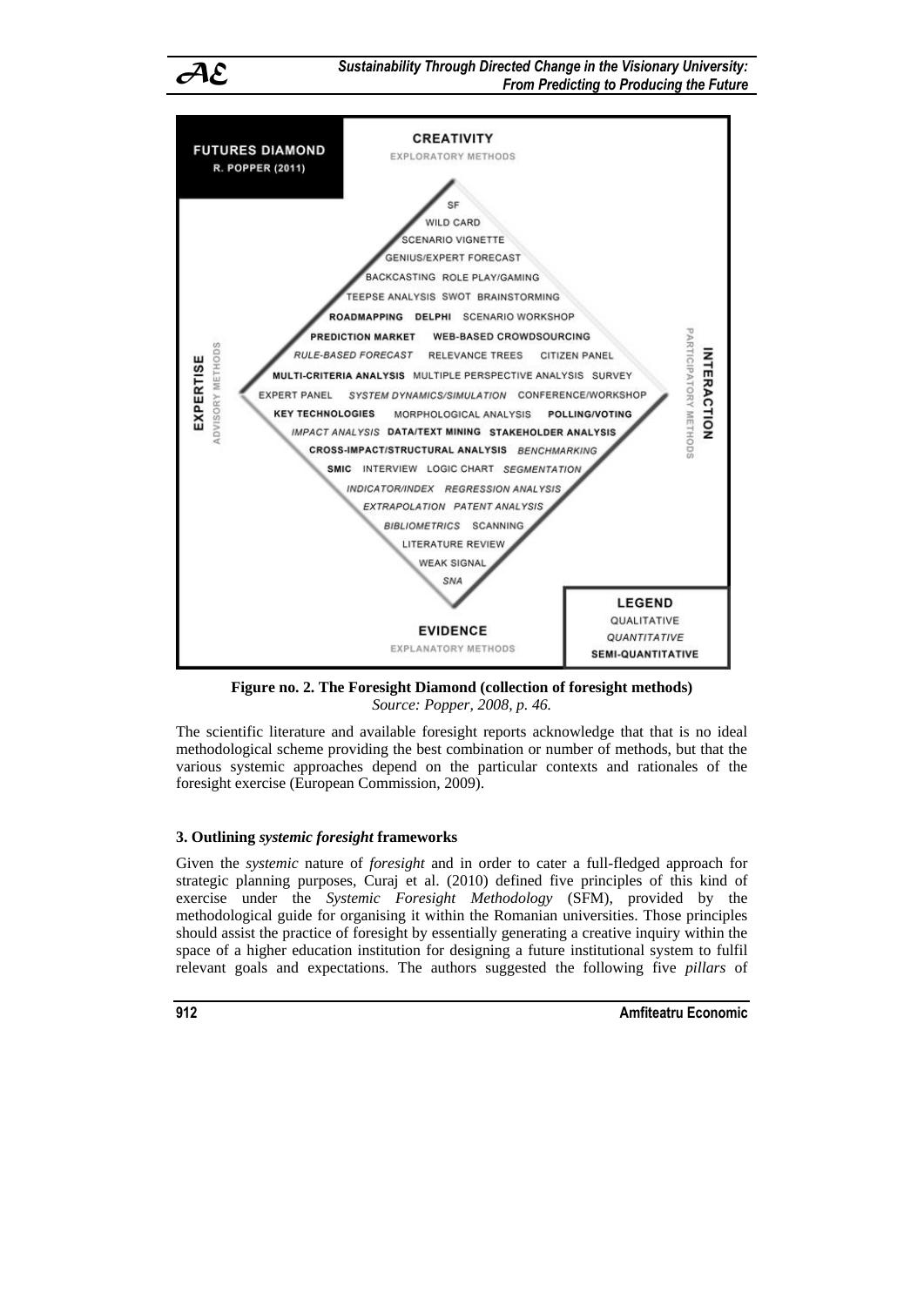FUTURES DIAMOND
R. POPPER (2011)

CREATIVITY
EXPLORATORY METHODS

SF
WILD CARD
SCENARIO VIGNETTE
GENIUS/EXPERT FORECAST
BACKCASTING ROLE PLAY/GAMING
TEEPSE ANALYSIS SWOT BRAINSTORMING
**ROADMAPPING DELPHI** SCENARIO WORKSHOP
**PREDICTION MARKET WEB-BASED CROWDSOURCING**
*RULE-BASED FORECAST* RELEVANCE TREES CITIZEN PANEL
**MULTI-CRITERIA ANALYSIS** MULTIPLE PERSPECTIVE ANALYSIS SURVEY
EXPERT PANEL *SYSTEM DYNAMICS/SIMULATION* CONFERENCE/WORKSHOP
**KEY TECHNOLOGIES** MORPHOLOGICAL ANALYSIS **POLLING/VOTING**
*IMPACT ANALYSIS* **DATA/TEXT MINING STAKEHOLDER ANALYSIS**
**CROSS-IMPACT/STRUCTURAL ANALYSIS** *BENCHMARKING*
**SMIC** INTERVIEW LOGIC CHART *SEGMENTATION*
*INDICATOR/INDEX REGRESSION ANALYSIS*
*EXTRAPOLATION PATENT ANALYSIS*
*BIBLIOMETRICS* SCANNING
LITERATURE REVIEW
WEAK SIGNAL
*SNA*

EXPERTISE
ADVISORY METHODS

INTERACTION
PARTICIPATORY METHODS

EVIDENCE
EXPLANATORY METHODS

LEGEND
QUALITATIVE
*QUANTITATIVE*
**SEMI-QUANTITATIVE**

**Figure no. 2. The Foresight Diamond (collection of foresight methods)**
*Source: Popper, 2008, p. 46.*

The scientific literature and available foresight reports acknowledge that that is no ideal methodological scheme providing the best combination or number of methods, but that the various systemic approaches depend on the particular contexts and rationales of the foresight exercise (European Commission, 2009).

### 3. Outlining *systemic foresight* frameworks

Given the *systemic* nature of *foresight* and in order to cater a full-fledged approach for strategic planning purposes, Curaj et al. (2010) defined five principles of this kind of exercise under the *Systemic Foresight Methodology* (SFM), provided by the methodological guide for organising it within the Romanian universities. Those principles should assist the practice of foresight by essentially generating a creative inquiry within the space of a higher education institution for designing a future institutional system to fulfil relevant goals and expectations. The authors suggested the following five *pillars* of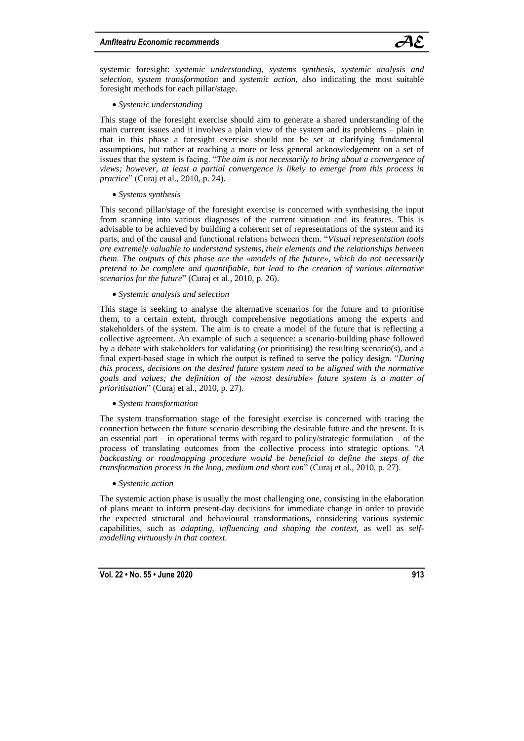systemic foresight: *systemic understanding*, *systems synthesis*, *systemic analysis and selection*, *system transformation* and *systemic action*, also indicating the most suitable foresight methods for each pillar/stage.

- *Systemic understanding*

This stage of the foresight exercise should aim to generate a shared understanding of the main current issues and it involves a plain view of the system and its problems – plain in that in this phase a foresight exercise should not be set at clarifying fundamental assumptions, but rather at reaching a more or less general acknowledgement on a set of issues that the system is facing. "*The aim is not necessarily to bring about a convergence of views; however, at least a partial convergence is likely to emerge from this process in practice*" (Curaj et al., 2010, p. 24).

- *Systems synthesis*

This second pillar/stage of the foresight exercise is concerned with synthesising the input from scanning into various diagnoses of the current situation and its features. This is advisable to be achieved by building a coherent set of representations of the system and its parts, and of the causal and functional relations between them. "*Visual representation tools are extremely valuable to understand systems, their elements and the relationships between them. The outputs of this phase are the «models of the future», which do not necessarily pretend to be complete and quantifiable, but lead to the creation of various alternative scenarios for the future*" (Curaj et al., 2010, p. 26).

- *Systemic analysis and selection*

This stage is seeking to analyse the alternative scenarios for the future and to prioritise them, to a certain extent, through comprehensive negotiations among the experts and stakeholders of the system. The aim is to create a model of the future that is reflecting a collective agreement. An example of such a sequence: a scenario-building phase followed by a debate with stakeholders for validating (or prioritising) the resulting scenario(s), and a final expert-based stage in which the output is refined to serve the policy design. "*During this process, decisions on the desired future system need to be aligned with the normative goals and values; the definition of the «most desirable» future system is a matter of prioritisation*" (Curaj et al., 2010, p. 27).

- *System transformation*

The system transformation stage of the foresight exercise is concerned with tracing the connection between the future scenario describing the desirable future and the present. It is an essential part – in operational terms with regard to policy/strategic formulation – of the process of translating outcomes from the collective process into strategic options. "*A backcasting or roadmapping procedure would be beneficial to define the steps of the transformation process in the long, medium and short run*" (Curaj et al., 2010, p. 27).

- *Systemic action*

The systemic action phase is usually the most challenging one, consisting in the elaboration of plans meant to inform present-day decisions for immediate change in order to provide the expected structural and behavioural transformations, considering various systemic capabilities, such as *adapting, influencing and shaping the context*, as well as *self-modelling virtuously in that context.*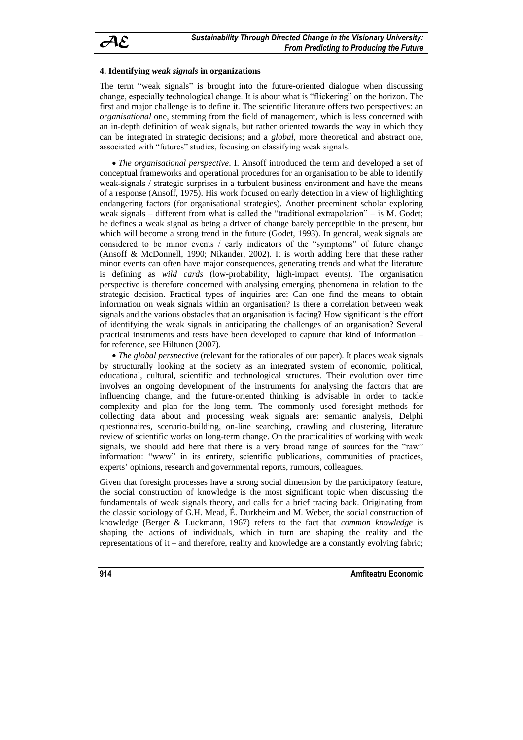### 4. Identifying *weak signals* in organizations

The term "weak signals" is brought into the future-oriented dialogue when discussing change, especially technological change. It is about what is "flickering" on the horizon. The first and major challenge is to define it. The scientific literature offers two perspectives: an *organisational* one, stemming from the field of management, which is less concerned with an in-depth definition of weak signals, but rather oriented towards the way in which they can be integrated in strategic decisions; and a *global*, more theoretical and abstract one, associated with "futures" studies, focusing on classifying weak signals.

- *The organisational perspective*. I. Ansoff introduced the term and developed a set of conceptual frameworks and operational procedures for an organisation to be able to identify weak-signals / strategic surprises in a turbulent business environment and have the means of a response (Ansoff, 1975). His work focused on early detection in a view of highlighting endangering factors (for organisational strategies). Another preeminent scholar exploring weak signals – different from what is called the "traditional extrapolation" – is M. Godet; he defines a weak signal as being a driver of change barely perceptible in the present, but which will become a strong trend in the future (Godet, 1993). In general, weak signals are considered to be minor events / early indicators of the "symptoms" of future change (Ansoff & McDonnell, 1990; Nikander, 2002). It is worth adding here that these rather minor events can often have major consequences, generating trends and what the literature is defining as *wild cards* (low-probability, high-impact events). The organisation perspective is therefore concerned with analysing emerging phenomena in relation to the strategic decision. Practical types of inquiries are: Can one find the means to obtain information on weak signals within an organisation? Is there a correlation between weak signals and the various obstacles that an organisation is facing? How significant is the effort of identifying the weak signals in anticipating the challenges of an organisation? Several practical instruments and tests have been developed to capture that kind of information – for reference, see Hiltunen (2007).
- *The global perspective* (relevant for the rationales of our paper). It places weak signals by structurally looking at the society as an integrated system of economic, political, educational, cultural, scientific and technological structures. Their evolution over time involves an ongoing development of the instruments for analysing the factors that are influencing change, and the future-oriented thinking is advisable in order to tackle complexity and plan for the long term. The commonly used foresight methods for collecting data about and processing weak signals are: semantic analysis, Delphi questionnaires, scenario-building, on-line searching, crawling and clustering, literature review of scientific works on long-term change. On the practicalities of working with weak signals, we should add here that there is a very broad range of sources for the "raw" information: "www" in its entirety, scientific publications, communities of practices, experts' opinions, research and governmental reports, rumours, colleagues.

Given that foresight processes have a strong social dimension by the participatory feature, the social construction of knowledge is the most significant topic when discussing the fundamentals of weak signals theory, and calls for a brief tracing back. Originating from the classic sociology of G.H. Mead, É. Durkheim and M. Weber, the social construction of knowledge (Berger & Luckmann, 1967) refers to the fact that *common knowledge* is shaping the actions of individuals, which in turn are shaping the reality and the representations of it – and therefore, reality and knowledge are a constantly evolving fabric;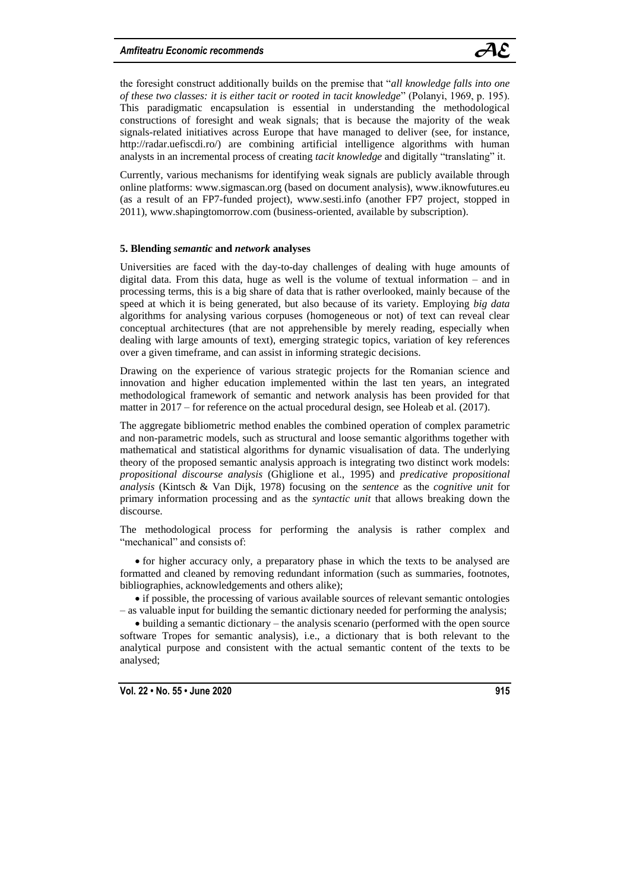the foresight construct additionally builds on the premise that "*all knowledge falls into one of these two classes: it is either tacit or rooted in tacit knowledge*" (Polanyi, 1969, p. 195). This paradigmatic encapsulation is essential in understanding the methodological constructions of foresight and weak signals; that is because the majority of the weak signals-related initiatives across Europe that have managed to deliver (see, for instance, http://radar.uefiscdi.ro/) are combining artificial intelligence algorithms with human analysts in an incremental process of creating *tacit knowledge* and digitally "translating" it.

Currently, various mechanisms for identifying weak signals are publicly available through online platforms: www.sigmascan.org (based on document analysis), www.iknowfutures.eu (as a result of an FP7-funded project), www.sesti.info (another FP7 project, stopped in 2011), www.shapingtomorrow.com (business-oriented, available by subscription).

### 5. Blending *semantic* and *network* analyses

Universities are faced with the day-to-day challenges of dealing with huge amounts of digital data. From this data, huge as well is the volume of textual information – and in processing terms, this is a big share of data that is rather overlooked, mainly because of the speed at which it is being generated, but also because of its variety. Employing *big data* algorithms for analysing various corpuses (homogeneous or not) of text can reveal clear conceptual architectures (that are not apprehensible by merely reading, especially when dealing with large amounts of text), emerging strategic topics, variation of key references over a given timeframe, and can assist in informing strategic decisions.

Drawing on the experience of various strategic projects for the Romanian science and innovation and higher education implemented within the last ten years, an integrated methodological framework of semantic and network analysis has been provided for that matter in 2017 – for reference on the actual procedural design, see Holeab et al. (2017).

The aggregate bibliometric method enables the combined operation of complex parametric and non-parametric models, such as structural and loose semantic algorithms together with mathematical and statistical algorithms for dynamic visualisation of data. The underlying theory of the proposed semantic analysis approach is integrating two distinct work models: *propositional discourse analysis* (Ghiglione et al., 1995) and *predicative propositional analysis* (Kintsch & Van Dijk, 1978) focusing on the *sentence* as the *cognitive unit* for primary information processing and as the *syntactic unit* that allows breaking down the discourse.

The methodological process for performing the analysis is rather complex and "mechanical" and consists of:

- for higher accuracy only, a preparatory phase in which the texts to be analysed are formatted and cleaned by removing redundant information (such as summaries, footnotes, bibliographies, acknowledgements and others alike);
- if possible, the processing of various available sources of relevant semantic ontologies – as valuable input for building the semantic dictionary needed for performing the analysis;
- building a semantic dictionary – the analysis scenario (performed with the open source software Tropes for semantic analysis), i.e., a dictionary that is both relevant to the analytical purpose and consistent with the actual semantic content of the texts to be analysed;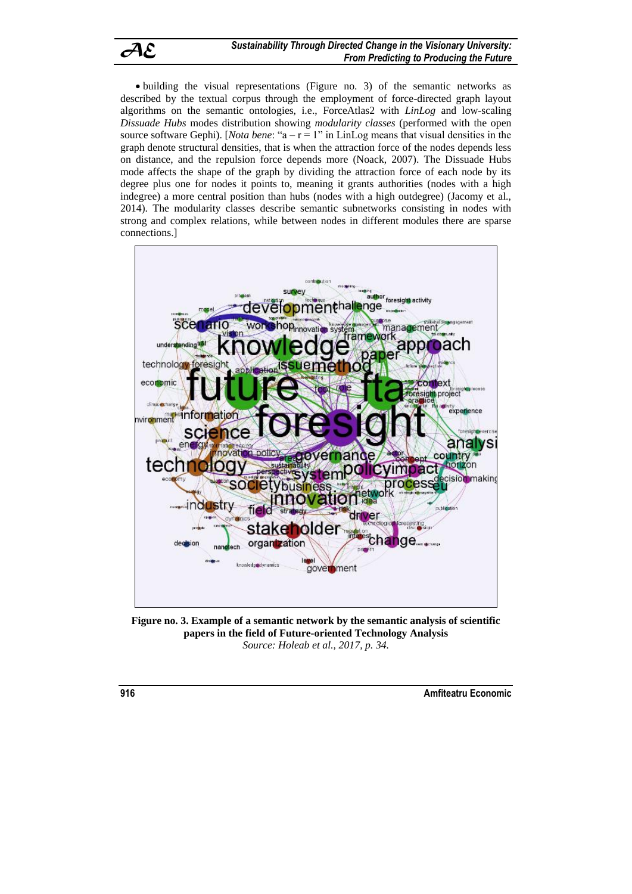- building the visual representations (Figure no. 3) of the semantic networks as described by the textual corpus through the employment of force-directed graph layout algorithms on the semantic ontologies, i.e., ForceAtlas2 with *LinLog* and low-scaling *Dissuade Hubs* modes distribution showing *modularity classes* (performed with the open source software Gephi). [*Nota bene*: "a – r = 1" in LinLog means that visual densities in the graph denote structural densities, that is when the attraction force of the nodes depends less on distance, and the repulsion force depends more (Noack, 2007). The Dissuade Hubs mode affects the shape of the graph by dividing the attraction force of each node by its degree plus one for nodes it points to, meaning it grants authorities (nodes with a high indegree) a more central position than hubs (nodes with a high outdegree) (Jacomy et al., 2014). The modularity classes describe semantic subnetworks consisting in nodes with strong and complex relations, while between nodes in different modules there are sparse connections.]

**Figure no. 3. Example of a semantic network by the semantic analysis of scientific papers in the field of Future-oriented Technology Analysis**

*Source: Holeab et al., 2017, p. 34.*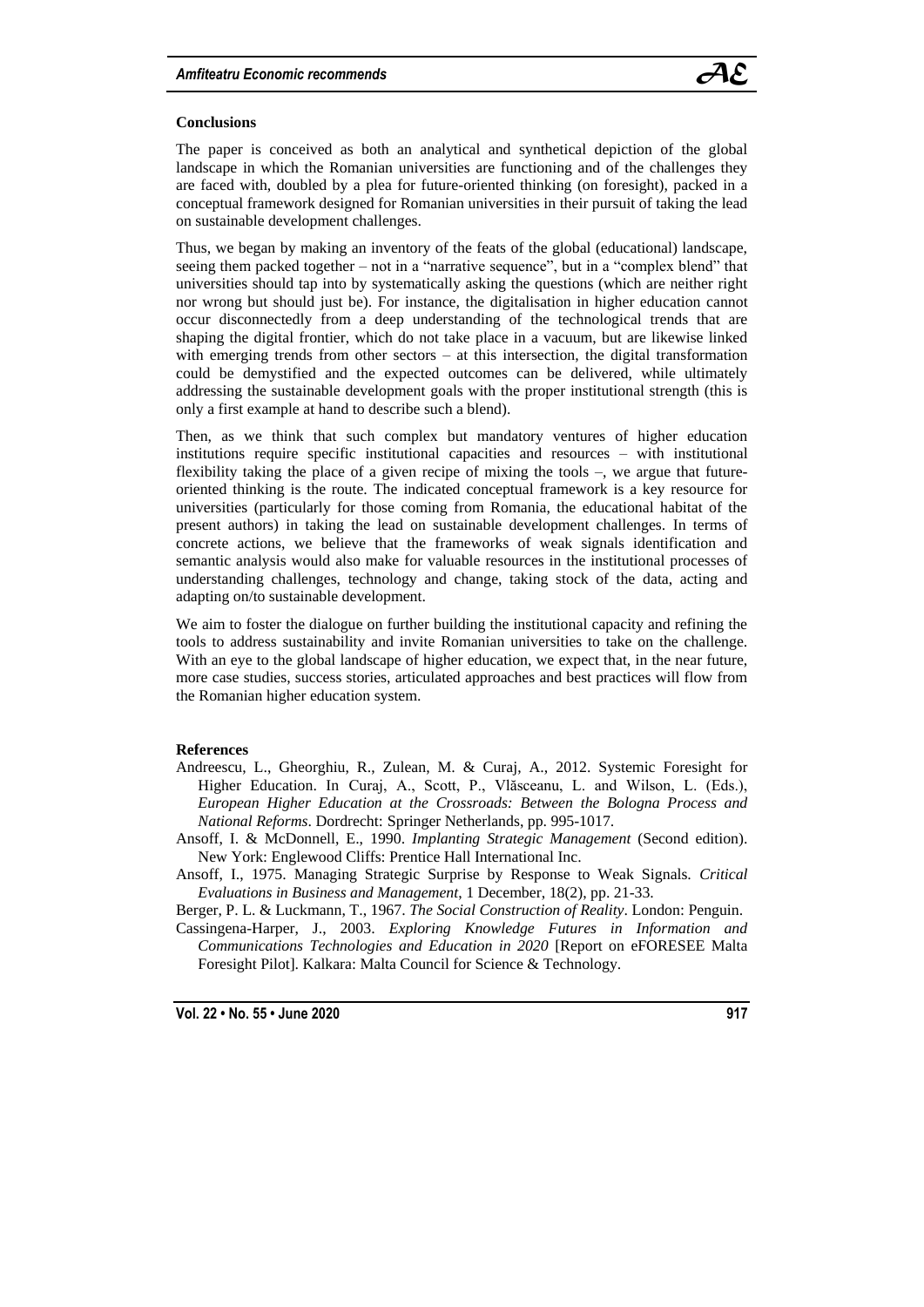## Conclusions

The paper is conceived as both an analytical and synthetical depiction of the global landscape in which the Romanian universities are functioning and of the challenges they are faced with, doubled by a plea for future-oriented thinking (on foresight), packed in a conceptual framework designed for Romanian universities in their pursuit of taking the lead on sustainable development challenges.

Thus, we began by making an inventory of the feats of the global (educational) landscape, seeing them packed together – not in a "narrative sequence", but in a "complex blend" that universities should tap into by systematically asking the questions (which are neither right nor wrong but should just be). For instance, the digitalisation in higher education cannot occur disconnectedly from a deep understanding of the technological trends that are shaping the digital frontier, which do not take place in a vacuum, but are likewise linked with emerging trends from other sectors – at this intersection, the digital transformation could be demystified and the expected outcomes can be delivered, while ultimately addressing the sustainable development goals with the proper institutional strength (this is only a first example at hand to describe such a blend).

Then, as we think that such complex but mandatory ventures of higher education institutions require specific institutional capacities and resources – with institutional flexibility taking the place of a given recipe of mixing the tools –, we argue that future-oriented thinking is the route. The indicated conceptual framework is a key resource for universities (particularly for those coming from Romania, the educational habitat of the present authors) in taking the lead on sustainable development challenges. In terms of concrete actions, we believe that the frameworks of weak signals identification and semantic analysis would also make for valuable resources in the institutional processes of understanding challenges, technology and change, taking stock of the data, acting and adapting on/to sustainable development.

We aim to foster the dialogue on further building the institutional capacity and refining the tools to address sustainability and invite Romanian universities to take on the challenge. With an eye to the global landscape of higher education, we expect that, in the near future, more case studies, success stories, articulated approaches and best practices will flow from the Romanian higher education system.

## References

Andreescu, L., Gheorghiu, R., Zulean, M. & Curaj, A., 2012. Systemic Foresight for Higher Education. In Curaj, A., Scott, P., Vlăsceanu, L. and Wilson, L. (Eds.), *European Higher Education at the Crossroads: Between the Bologna Process and National Reforms*. Dordrecht: Springer Netherlands, pp. 995-1017.

Ansoff, I. & McDonnell, E., 1990. *Implanting Strategic Management* (Second edition). New York: Englewood Cliffs: Prentice Hall International Inc.

Ansoff, I., 1975. Managing Strategic Surprise by Response to Weak Signals. *Critical Evaluations in Business and Management*, 1 December, 18(2), pp. 21-33.

Berger, P. L. & Luckmann, T., 1967. *The Social Construction of Reality*. London: Penguin.

Cassingena-Harper, J., 2003. *Exploring Knowledge Futures in Information and Communications Technologies and Education in 2020* [Report on eFORESEE Malta Foresight Pilot]. Kalkara: Malta Council for Science & Technology.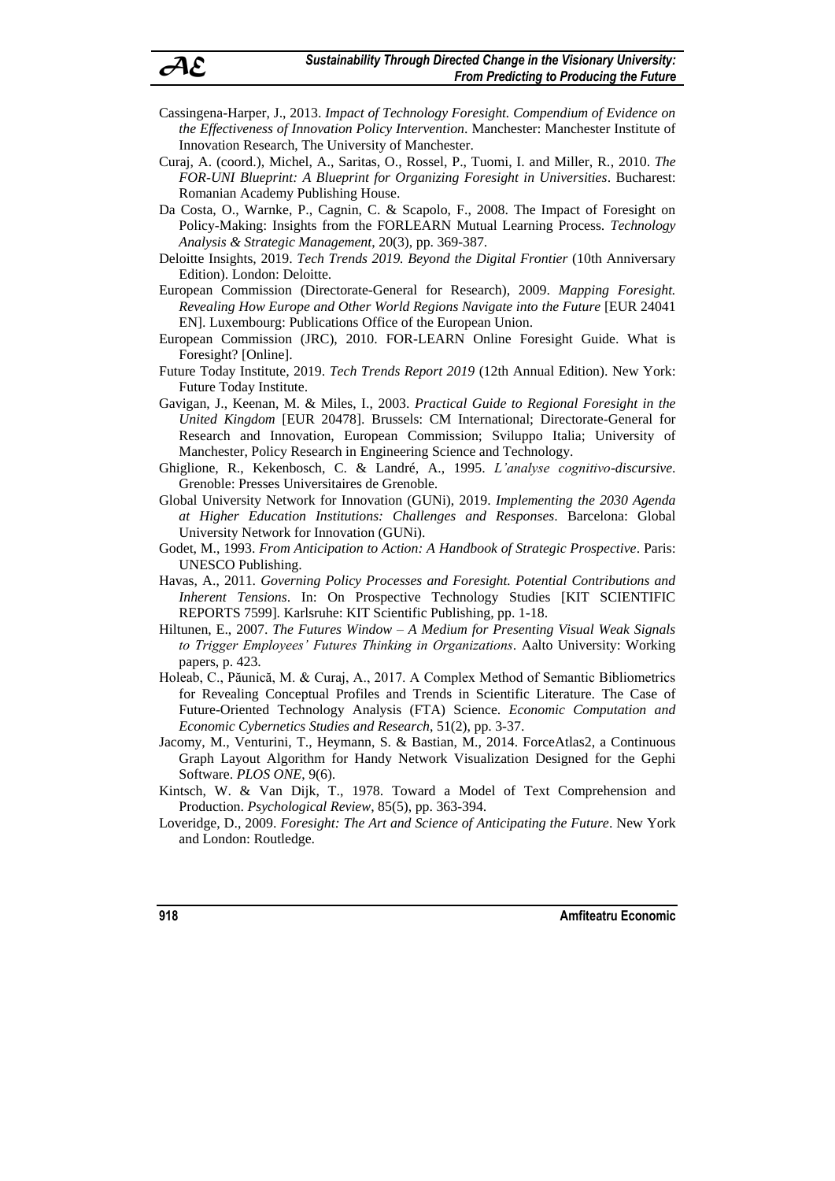Cassingena-Harper, J., 2013. *Impact of Technology Foresight. Compendium of Evidence on the Effectiveness of Innovation Policy Intervention*. Manchester: Manchester Institute of Innovation Research, The University of Manchester.

Curaj, A. (coord.), Michel, A., Saritas, O., Rossel, P., Tuomi, I. and Miller, R., 2010. *The FOR-UNI Blueprint: A Blueprint for Organizing Foresight in Universities*. Bucharest: Romanian Academy Publishing House.

Da Costa, O., Warnke, P., Cagnin, C. & Scapolo, F., 2008. The Impact of Foresight on Policy-Making: Insights from the FORLEARN Mutual Learning Process. *Technology Analysis & Strategic Management*, 20(3), pp. 369-387.

Deloitte Insights, 2019. *Tech Trends 2019. Beyond the Digital Frontier* (10th Anniversary Edition). London: Deloitte.

European Commission (Directorate-General for Research), 2009. *Mapping Foresight. Revealing How Europe and Other World Regions Navigate into the Future* [EUR 24041 EN]. Luxembourg: Publications Office of the European Union.

European Commission (JRC), 2010. FOR-LEARN Online Foresight Guide. What is Foresight? [Online].

Future Today Institute, 2019. *Tech Trends Report 2019* (12th Annual Edition). New York: Future Today Institute.

Gavigan, J., Keenan, M. & Miles, I., 2003. *Practical Guide to Regional Foresight in the United Kingdom* [EUR 20478]. Brussels: CM International; Directorate-General for Research and Innovation, European Commission; Sviluppo Italia; University of Manchester, Policy Research in Engineering Science and Technology.

Ghiglione, R., Kekenbosch, C. & Landré, A., 1995. *L'analyse cognitivo-discursive*. Grenoble: Presses Universitaires de Grenoble.

Global University Network for Innovation (GUNi), 2019. *Implementing the 2030 Agenda at Higher Education Institutions: Challenges and Responses*. Barcelona: Global University Network for Innovation (GUNi).

Godet, M., 1993. *From Anticipation to Action: A Handbook of Strategic Prospective*. Paris: UNESCO Publishing.

Havas, A., 2011. *Governing Policy Processes and Foresight. Potential Contributions and Inherent Tensions*. In: On Prospective Technology Studies [KIT SCIENTIFIC REPORTS 7599]. Karlsruhe: KIT Scientific Publishing, pp. 1-18.

Hiltunen, E., 2007. *The Futures Window – A Medium for Presenting Visual Weak Signals to Trigger Employees' Futures Thinking in Organizations*. Aalto University: Working papers, p. 423.

Holeab, C., Păunică, M. & Curaj, A., 2017. A Complex Method of Semantic Bibliometrics for Revealing Conceptual Profiles and Trends in Scientific Literature. The Case of Future-Oriented Technology Analysis (FTA) Science. *Economic Computation and Economic Cybernetics Studies and Research*, 51(2), pp. 3-37.

Jacomy, M., Venturini, T., Heymann, S. & Bastian, M., 2014. ForceAtlas2, a Continuous Graph Layout Algorithm for Handy Network Visualization Designed for the Gephi Software. *PLOS ONE*, 9(6).

Kintsch, W. & Van Dijk, T., 1978. Toward a Model of Text Comprehension and Production. *Psychological Review*, 85(5), pp. 363-394.

Loveridge, D., 2009. *Foresight: The Art and Science of Anticipating the Future*. New York and London: Routledge.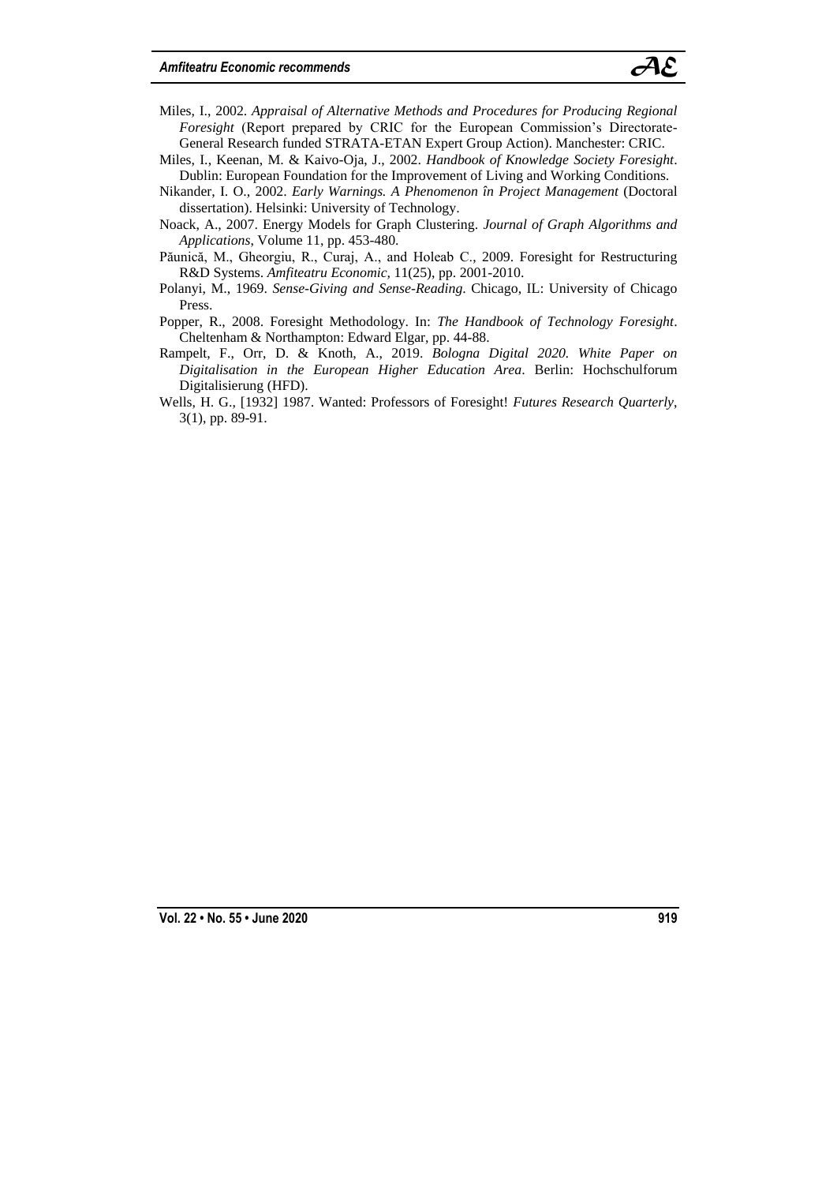Miles, I., 2002. *Appraisal of Alternative Methods and Procedures for Producing Regional Foresight* (Report prepared by CRIC for the European Commission's Directorate-General Research funded STRATA-ETAN Expert Group Action). Manchester: CRIC.

Miles, I., Keenan, M. & Kaivo-Oja, J., 2002. *Handbook of Knowledge Society Foresight*. Dublin: European Foundation for the Improvement of Living and Working Conditions.

Nikander, I. O., 2002. *Early Warnings. A Phenomenon în Project Management* (Doctoral dissertation). Helsinki: University of Technology.

Noack, A., 2007. Energy Models for Graph Clustering. *Journal of Graph Algorithms and Applications*, Volume 11, pp. 453-480.

Păunică, M., Gheorgiu, R., Curaj, A., and Holeab C., 2009. Foresight for Restructuring R&D Systems. *Amfiteatru Economic*, 11(25), pp. 2001-2010.

Polanyi, M., 1969. *Sense-Giving and Sense-Reading*. Chicago, IL: University of Chicago Press.

Popper, R., 2008. Foresight Methodology. In: *The Handbook of Technology Foresight*. Cheltenham & Northampton: Edward Elgar, pp. 44-88.

Rampelt, F., Orr, D. & Knoth, A., 2019. *Bologna Digital 2020. White Paper on Digitalisation in the European Higher Education Area*. Berlin: Hochschulforum Digitalisierung (HFD).

Wells, H. G., [1932] 1987. Wanted: Professors of Foresight! *Futures Research Quarterly*, 3(1), pp. 89-91.